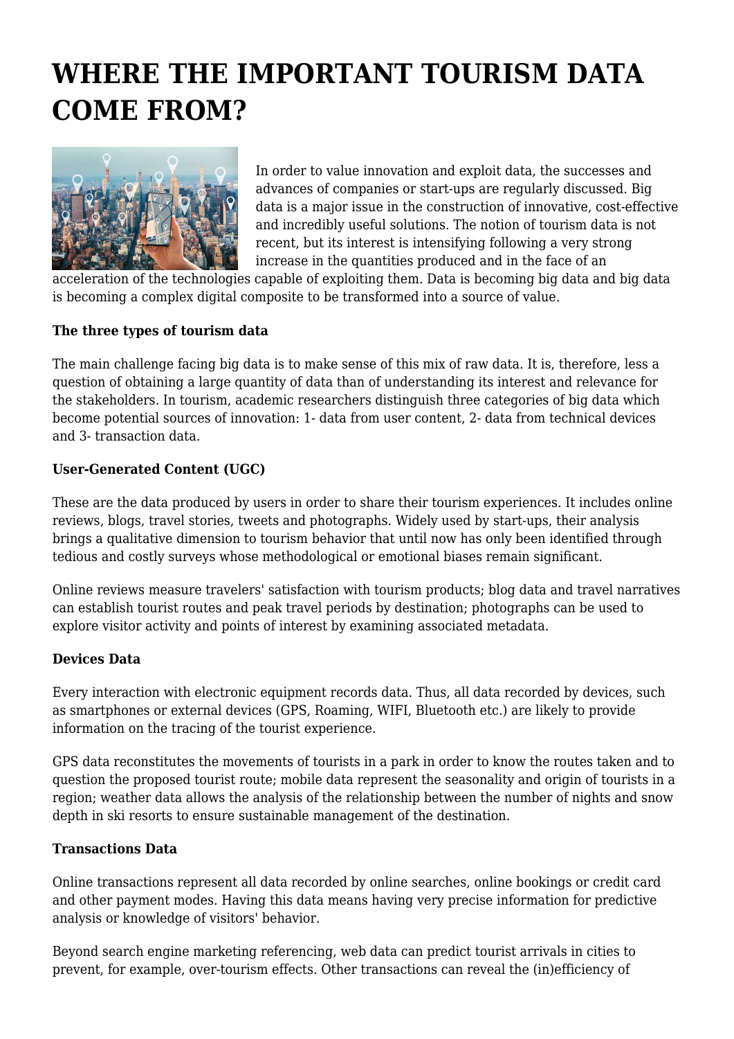# WHERE THE IMPORTANT TOURISM DATA COME FROM?

In order to value innovation and exploit data, the successes and advances of companies or start-ups are regularly discussed. Big data is a major issue in the construction of innovative, cost-effective and incredibly useful solutions. The notion of tourism data is not recent, but its interest is intensifying following a very strong increase in the quantities produced and in the face of an acceleration of the technologies capable of exploiting them. Data is becoming big data and big data is becoming a complex digital composite to be transformed into a source of value.

**The three types of tourism data**

The main challenge facing big data is to make sense of this mix of raw data. It is, therefore, less a question of obtaining a large quantity of data than of understanding its interest and relevance for the stakeholders. In tourism, academic researchers distinguish three categories of big data which become potential sources of innovation: 1- data from user content, 2- data from technical devices and 3- transaction data.

**User-Generated Content (UGC)**

These are the data produced by users in order to share their tourism experiences. It includes online reviews, blogs, travel stories, tweets and photographs. Widely used by start-ups, their analysis brings a qualitative dimension to tourism behavior that until now has only been identified through tedious and costly surveys whose methodological or emotional biases remain significant.

Online reviews measure travelers' satisfaction with tourism products; blog data and travel narratives can establish tourist routes and peak travel periods by destination; photographs can be used to explore visitor activity and points of interest by examining associated metadata.

**Devices Data**

Every interaction with electronic equipment records data. Thus, all data recorded by devices, such as smartphones or external devices (GPS, Roaming, WIFI, Bluetooth etc.) are likely to provide information on the tracing of the tourist experience.

GPS data reconstitutes the movements of tourists in a park in order to know the routes taken and to question the proposed tourist route; mobile data represent the seasonality and origin of tourists in a region; weather data allows the analysis of the relationship between the number of nights and snow depth in ski resorts to ensure sustainable management of the destination.

**Transactions Data**

Online transactions represent all data recorded by online searches, online bookings or credit card and other payment modes. Having this data means having very precise information for predictive analysis or knowledge of visitors' behavior.

Beyond search engine marketing referencing, web data can predict tourist arrivals in cities to prevent, for example, over-tourism effects. Other transactions can reveal the (in)efficiency of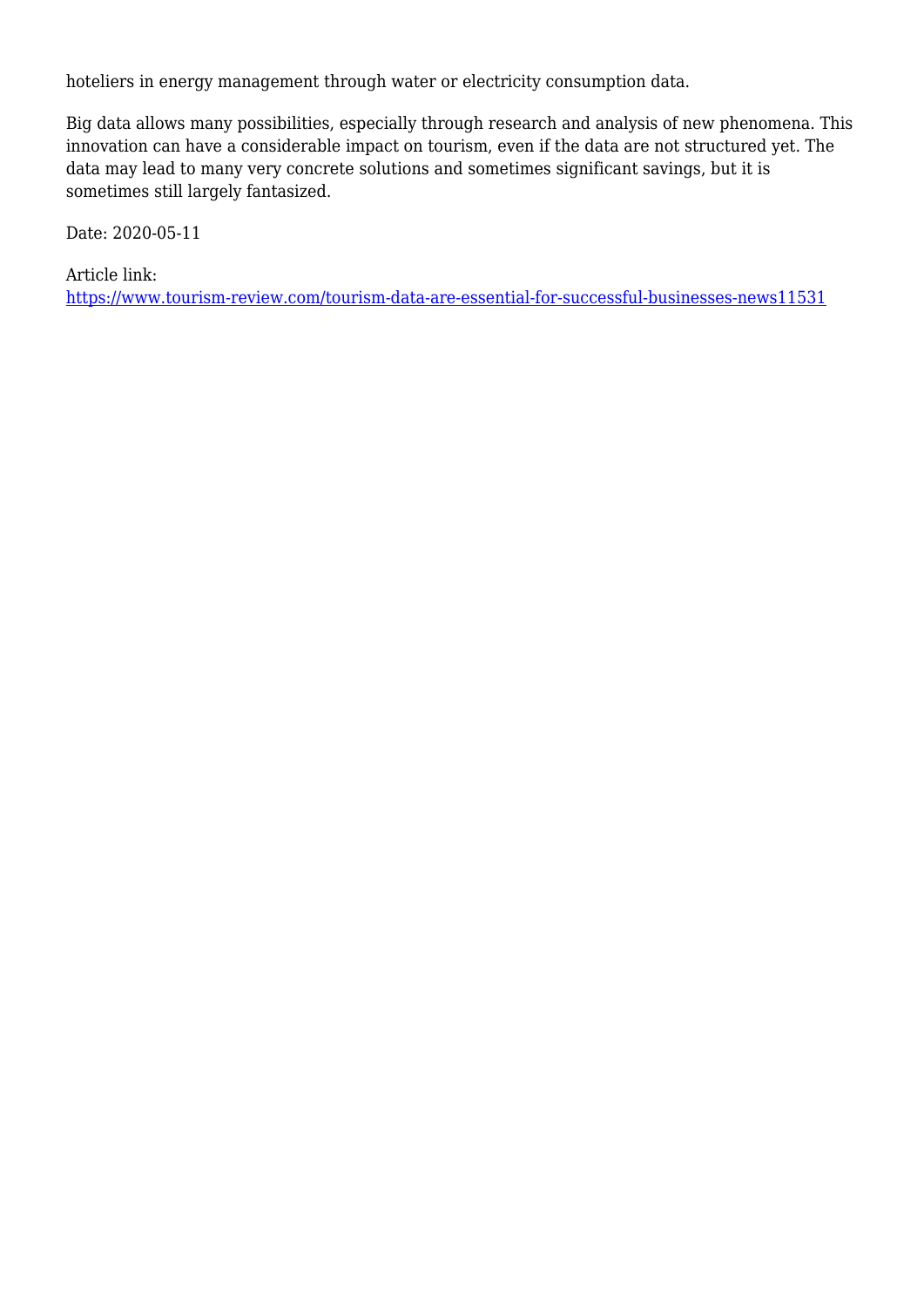hoteliers in energy management through water or electricity consumption data.

Big data allows many possibilities, especially through research and analysis of new phenomena. This innovation can have a considerable impact on tourism, even if the data are not structured yet. The data may lead to many very concrete solutions and sometimes significant savings, but it is sometimes still largely fantasized.

Date: 2020-05-11

Article link:
https://www.tourism-review.com/tourism-data-are-essential-for-successful-businesses-news11531